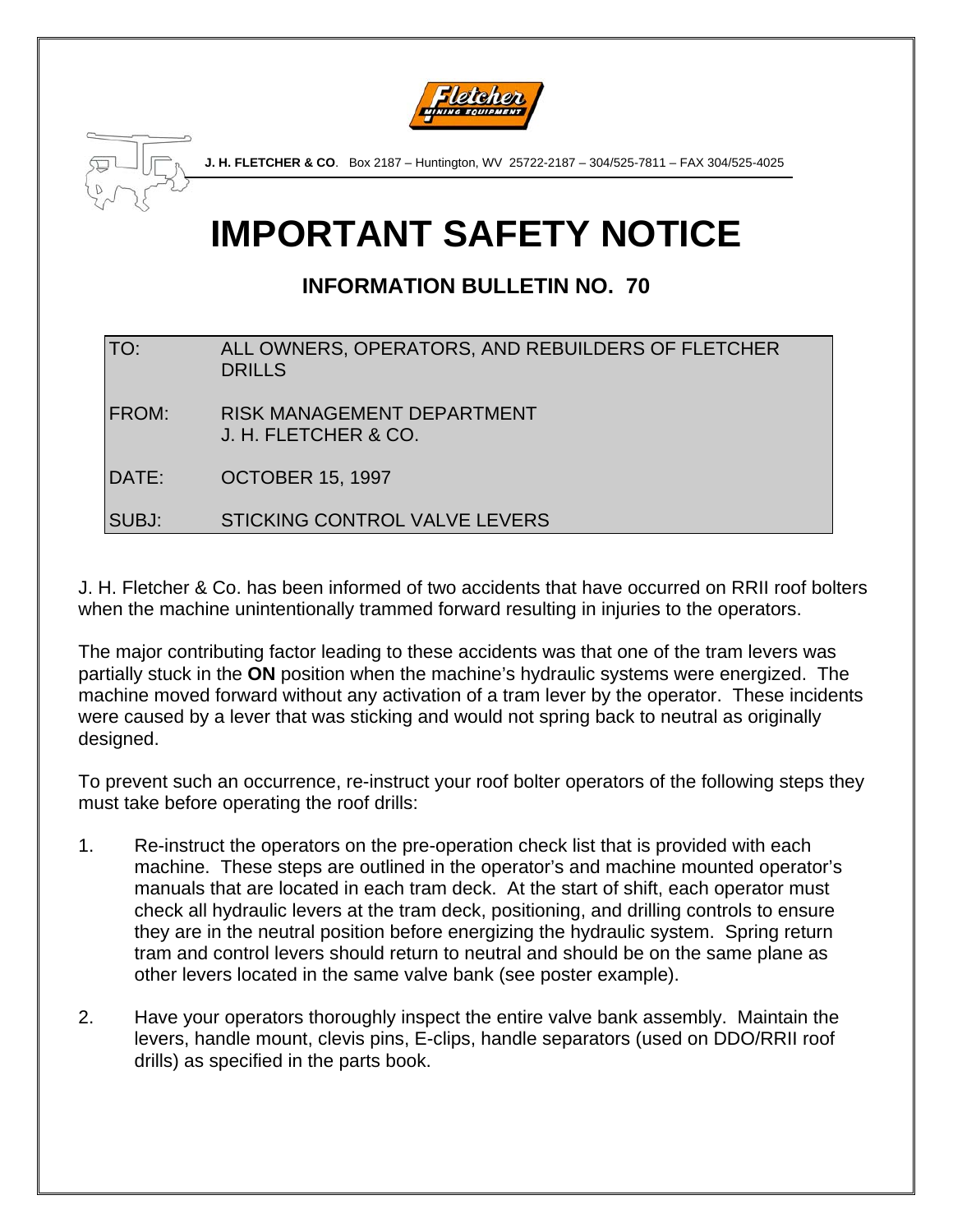**J. H. FLETCHER & CO**. Box 2187 – Huntington, WV 25722-2187 – 304/525-7811 – FAX 304/525-4025

# IMPORTANT SAFETY NOTICE

## INFORMATION BULLETIN NO. 70

| | |
|---|---|
| TO: | ALL OWNERS, OPERATORS, AND REBUILDERS OF FLETCHER DRILLS |
| FROM: | RISK MANAGEMENT DEPARTMENT<br>J. H. FLETCHER & CO. |
| DATE: | OCTOBER 15, 1997 |
| SUBJ: | STICKING CONTROL VALVE LEVERS |

J. H. Fletcher & Co. has been informed of two accidents that have occurred on RRII roof bolters when the machine unintentionally trammed forward resulting in injuries to the operators.

The major contributing factor leading to these accidents was that one of the tram levers was partially stuck in the **ON** position when the machine's hydraulic systems were energized. The machine moved forward without any activation of a tram lever by the operator. These incidents were caused by a lever that was sticking and would not spring back to neutral as originally designed.

To prevent such an occurrence, re-instruct your roof bolter operators of the following steps they must take before operating the roof drills:

1. Re-instruct the operators on the pre-operation check list that is provided with each machine. These steps are outlined in the operator's and machine mounted operator's manuals that are located in each tram deck. At the start of shift, each operator must check all hydraulic levers at the tram deck, positioning, and drilling controls to ensure they are in the neutral position before energizing the hydraulic system. Spring return tram and control levers should return to neutral and should be on the same plane as other levers located in the same valve bank (see poster example).

2. Have your operators thoroughly inspect the entire valve bank assembly. Maintain the levers, handle mount, clevis pins, E-clips, handle separators (used on DDO/RRII roof drills) as specified in the parts book.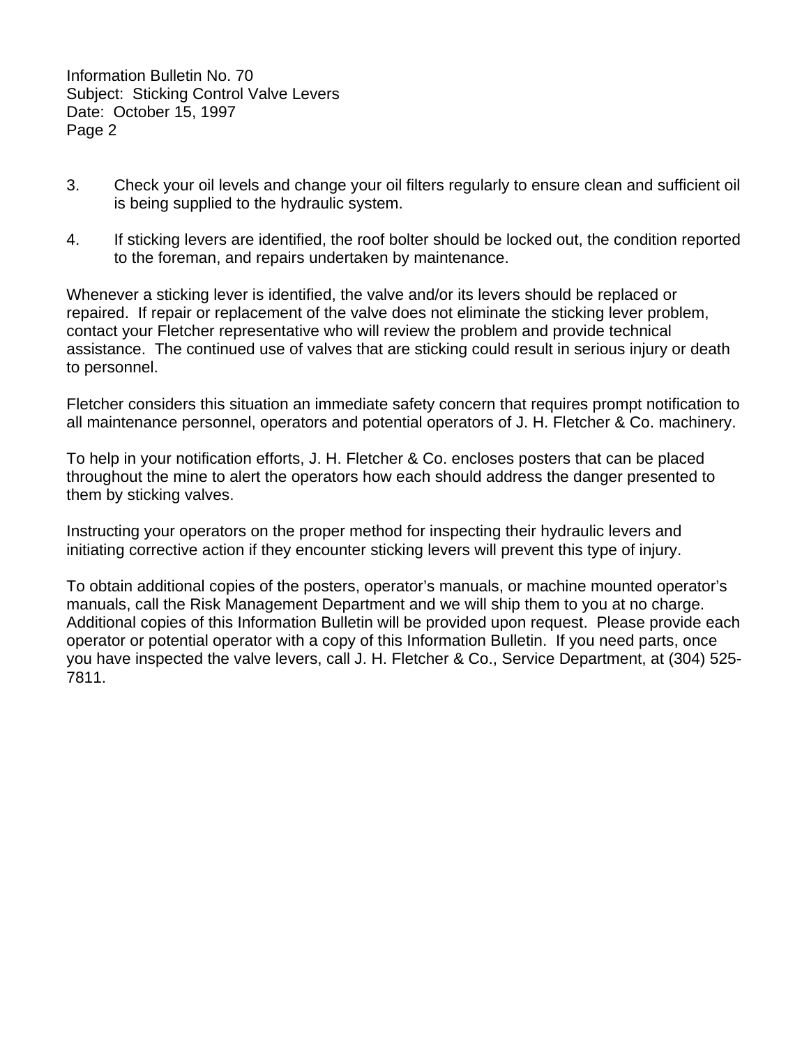3. Check your oil levels and change your oil filters regularly to ensure clean and sufficient oil is being supplied to the hydraulic system.

4. If sticking levers are identified, the roof bolter should be locked out, the condition reported to the foreman, and repairs undertaken by maintenance.

Whenever a sticking lever is identified, the valve and/or its levers should be replaced or repaired. If repair or replacement of the valve does not eliminate the sticking lever problem, contact your Fletcher representative who will review the problem and provide technical assistance. The continued use of valves that are sticking could result in serious injury or death to personnel.

Fletcher considers this situation an immediate safety concern that requires prompt notification to all maintenance personnel, operators and potential operators of J. H. Fletcher & Co. machinery.

To help in your notification efforts, J. H. Fletcher & Co. encloses posters that can be placed throughout the mine to alert the operators how each should address the danger presented to them by sticking valves.

Instructing your operators on the proper method for inspecting their hydraulic levers and initiating corrective action if they encounter sticking levers will prevent this type of injury.

To obtain additional copies of the posters, operator's manuals, or machine mounted operator's manuals, call the Risk Management Department and we will ship them to you at no charge. Additional copies of this Information Bulletin will be provided upon request. Please provide each operator or potential operator with a copy of this Information Bulletin. If you need parts, once you have inspected the valve levers, call J. H. Fletcher & Co., Service Department, at (304) 525-7811.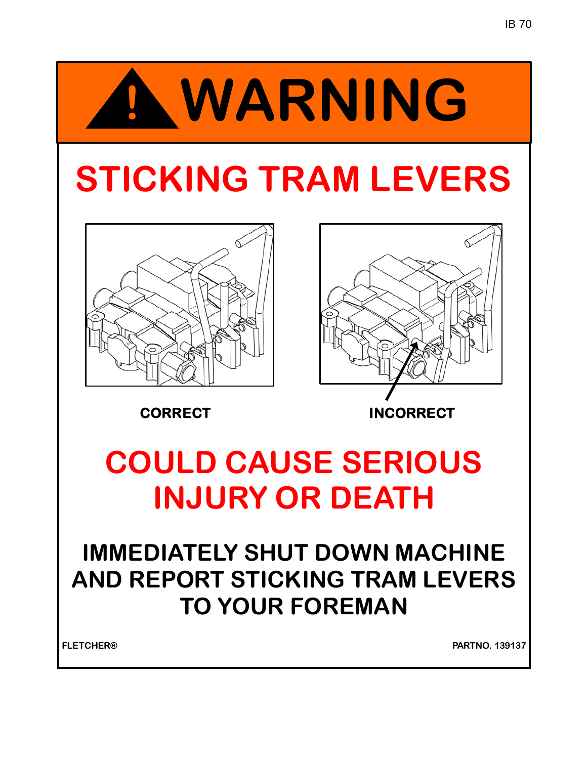# WARNING

## STICKING TRAM LEVERS

CORRECT

INCORRECT

## COULD CAUSE SERIOUS INJURY OR DEATH

**IMMEDIATELY SHUT DOWN MACHINE AND REPORT STICKING TRAM LEVERS TO YOUR FOREMAN**

**FLETCHER®**

**PARTNO. 139137**